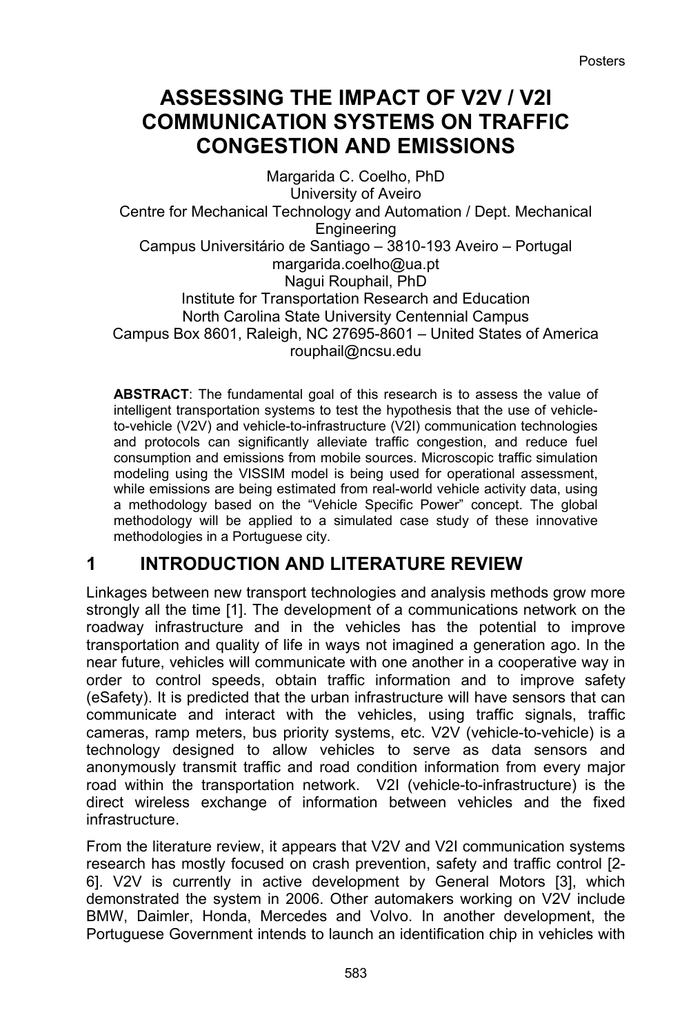# ASSESSING THE IMPACT OF V2V / V2I COMMUNICATION SYSTEMS ON TRAFFIC CONGESTION AND EMISSIONS

Margarida C. Coelho, PhD
University of Aveiro
Centre for Mechanical Technology and Automation / Dept. Mechanical Engineering
Campus Universitário de Santiago – 3810-193 Aveiro – Portugal
margarida.coelho@ua.pt
Nagui Rouphail, PhD
Institute for Transportation Research and Education
North Carolina State University Centennial Campus
Campus Box 8601, Raleigh, NC 27695-8601 – United States of America
rouphail@ncsu.edu

**ABSTRACT**: The fundamental goal of this research is to assess the value of intelligent transportation systems to test the hypothesis that the use of vehicle-to-vehicle (V2V) and vehicle-to-infrastructure (V2I) communication technologies and protocols can significantly alleviate traffic congestion, and reduce fuel consumption and emissions from mobile sources. Microscopic traffic simulation modeling using the VISSIM model is being used for operational assessment, while emissions are being estimated from real-world vehicle activity data, using a methodology based on the "Vehicle Specific Power" concept. The global methodology will be applied to a simulated case study of these innovative methodologies in a Portuguese city.

## 1 INTRODUCTION AND LITERATURE REVIEW

Linkages between new transport technologies and analysis methods grow more strongly all the time [1]. The development of a communications network on the roadway infrastructure and in the vehicles has the potential to improve transportation and quality of life in ways not imagined a generation ago. In the near future, vehicles will communicate with one another in a cooperative way in order to control speeds, obtain traffic information and to improve safety (eSafety). It is predicted that the urban infrastructure will have sensors that can communicate and interact with the vehicles, using traffic signals, traffic cameras, ramp meters, bus priority systems, etc. V2V (vehicle-to-vehicle) is a technology designed to allow vehicles to serve as data sensors and anonymously transmit traffic and road condition information from every major road within the transportation network. V2I (vehicle-to-infrastructure) is the direct wireless exchange of information between vehicles and the fixed infrastructure.

From the literature review, it appears that V2V and V2I communication systems research has mostly focused on crash prevention, safety and traffic control [2-6]. V2V is currently in active development by General Motors [3], which demonstrated the system in 2006. Other automakers working on V2V include BMW, Daimler, Honda, Mercedes and Volvo. In another development, the Portuguese Government intends to launch an identification chip in vehicles with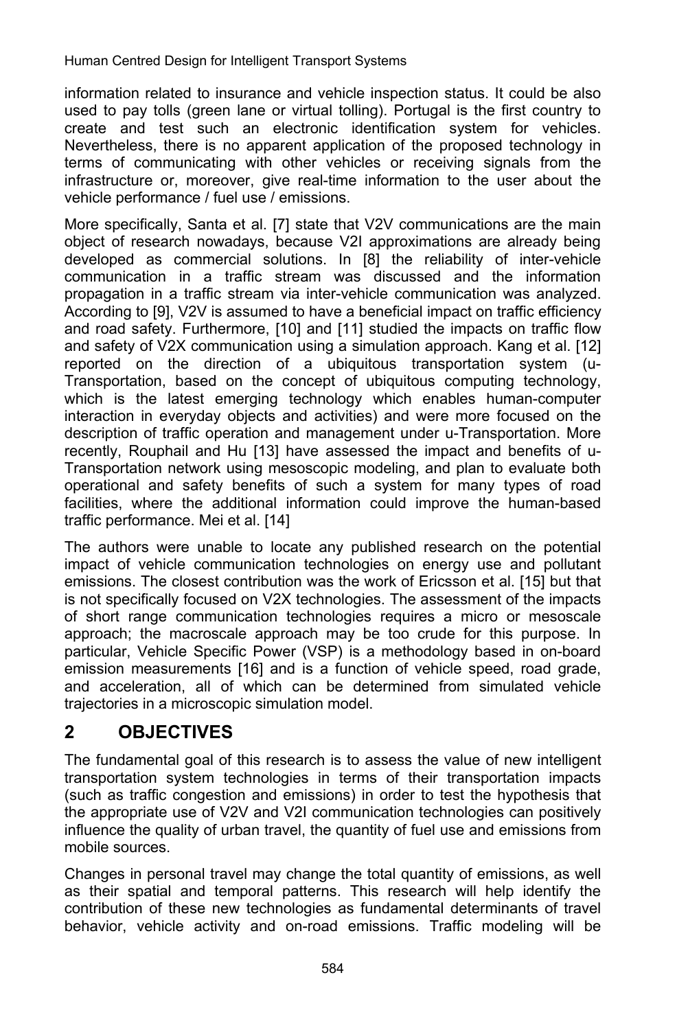information related to insurance and vehicle inspection status. It could be also used to pay tolls (green lane or virtual tolling). Portugal is the first country to create and test such an electronic identification system for vehicles. Nevertheless, there is no apparent application of the proposed technology in terms of communicating with other vehicles or receiving signals from the infrastructure or, moreover, give real-time information to the user about the vehicle performance / fuel use / emissions.

More specifically, Santa et al. [7] state that V2V communications are the main object of research nowadays, because V2I approximations are already being developed as commercial solutions. In [8] the reliability of inter-vehicle communication in a traffic stream was discussed and the information propagation in a traffic stream via inter-vehicle communication was analyzed. According to [9], V2V is assumed to have a beneficial impact on traffic efficiency and road safety. Furthermore, [10] and [11] studied the impacts on traffic flow and safety of V2X communication using a simulation approach. Kang et al. [12] reported on the direction of a ubiquitous transportation system (u-Transportation, based on the concept of ubiquitous computing technology, which is the latest emerging technology which enables human-computer interaction in everyday objects and activities) and were more focused on the description of traffic operation and management under u-Transportation. More recently, Rouphail and Hu [13] have assessed the impact and benefits of u-Transportation network using mesoscopic modeling, and plan to evaluate both operational and safety benefits of such a system for many types of road facilities, where the additional information could improve the human-based traffic performance. Mei et al. [14]

The authors were unable to locate any published research on the potential impact of vehicle communication technologies on energy use and pollutant emissions. The closest contribution was the work of Ericsson et al. [15] but that is not specifically focused on V2X technologies. The assessment of the impacts of short range communication technologies requires a micro or mesoscale approach; the macroscale approach may be too crude for this purpose. In particular, Vehicle Specific Power (VSP) is a methodology based in on-board emission measurements [16] and is a function of vehicle speed, road grade, and acceleration, all of which can be determined from simulated vehicle trajectories in a microscopic simulation model.

## 2 OBJECTIVES

The fundamental goal of this research is to assess the value of new intelligent transportation system technologies in terms of their transportation impacts (such as traffic congestion and emissions) in order to test the hypothesis that the appropriate use of V2V and V2I communication technologies can positively influence the quality of urban travel, the quantity of fuel use and emissions from mobile sources.

Changes in personal travel may change the total quantity of emissions, as well as their spatial and temporal patterns. This research will help identify the contribution of these new technologies as fundamental determinants of travel behavior, vehicle activity and on-road emissions. Traffic modeling will be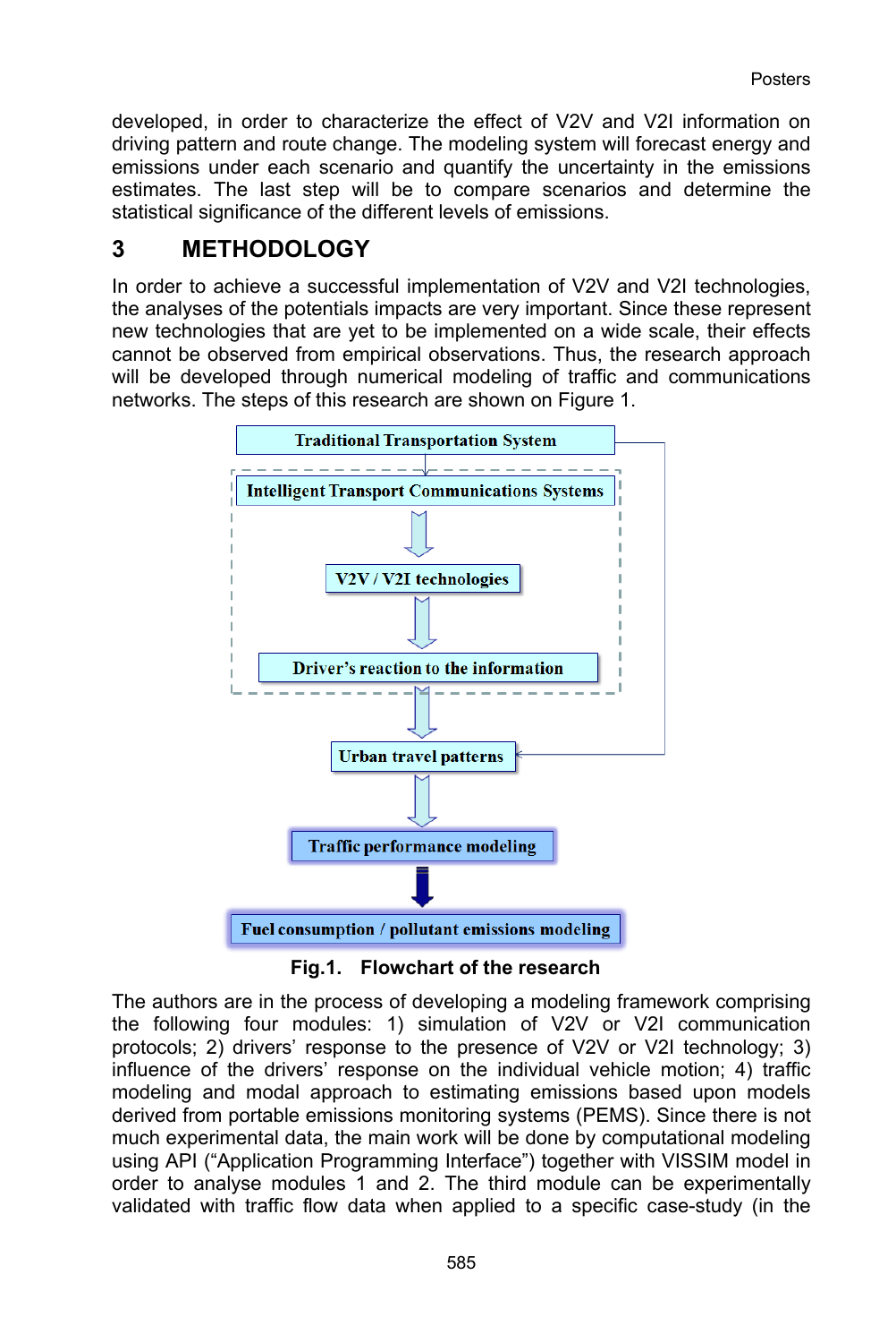developed, in order to characterize the effect of V2V and V2I information on driving pattern and route change. The modeling system will forecast energy and emissions under each scenario and quantify the uncertainty in the emissions estimates. The last step will be to compare scenarios and determine the statistical significance of the different levels of emissions.

## 3 METHODOLOGY

In order to achieve a successful implementation of V2V and V2I technologies, the analyses of the potentials impacts are very important. Since these represent new technologies that are yet to be implemented on a wide scale, their effects cannot be observed from empirical observations. Thus, the research approach will be developed through numerical modeling of traffic and communications networks. The steps of this research are shown on Figure 1.

Traditional Transportation System

Intelligent Transport Communications Systems

V2V / V2I technologies

Driver's reaction to the information

Urban travel patterns

Traffic performance modeling

Fuel consumption / pollutant emissions modeling

**Fig.1. Flowchart of the research**

The authors are in the process of developing a modeling framework comprising the following four modules: 1) simulation of V2V or V2I communication protocols; 2) drivers' response to the presence of V2V or V2I technology; 3) influence of the drivers' response on the individual vehicle motion; 4) traffic modeling and modal approach to estimating emissions based upon models derived from portable emissions monitoring systems (PEMS). Since there is not much experimental data, the main work will be done by computational modeling using API ("Application Programming Interface") together with VISSIM model in order to analyse modules 1 and 2. The third module can be experimentally validated with traffic flow data when applied to a specific case-study (in the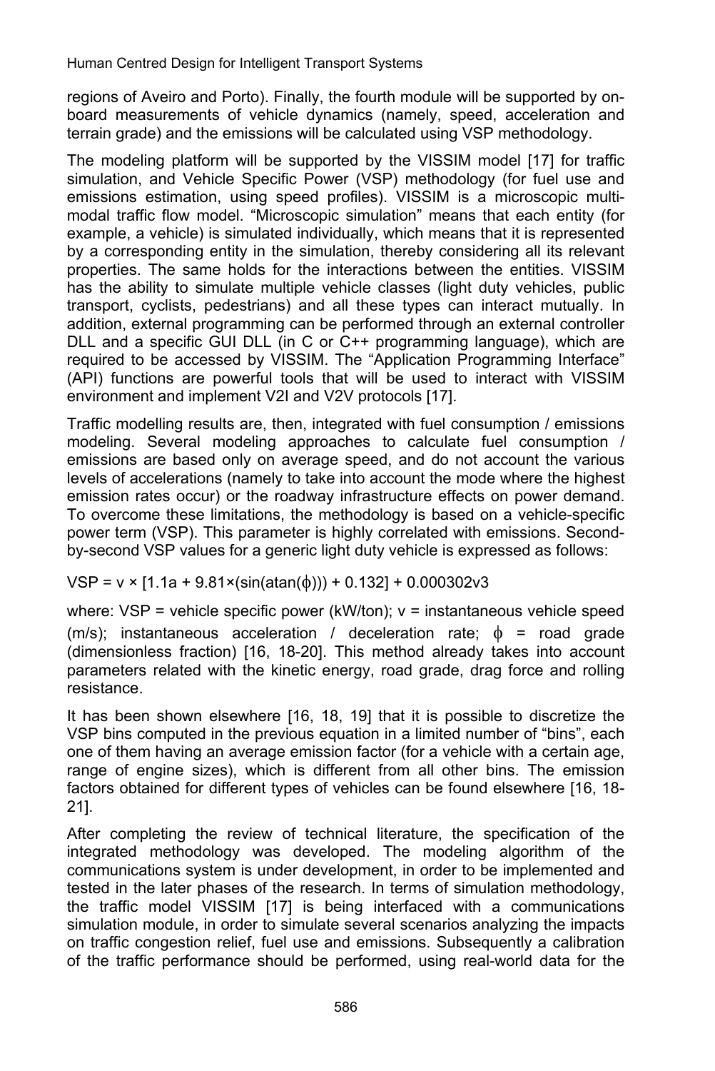regions of Aveiro and Porto). Finally, the fourth module will be supported by on-board measurements of vehicle dynamics (namely, speed, acceleration and terrain grade) and the emissions will be calculated using VSP methodology.

The modeling platform will be supported by the VISSIM model [17] for traffic simulation, and Vehicle Specific Power (VSP) methodology (for fuel use and emissions estimation, using speed profiles). VISSIM is a microscopic multi-modal traffic flow model. "Microscopic simulation" means that each entity (for example, a vehicle) is simulated individually, which means that it is represented by a corresponding entity in the simulation, thereby considering all its relevant properties. The same holds for the interactions between the entities. VISSIM has the ability to simulate multiple vehicle classes (light duty vehicles, public transport, cyclists, pedestrians) and all these types can interact mutually. In addition, external programming can be performed through an external controller DLL and a specific GUI DLL (in C or C++ programming language), which are required to be accessed by VISSIM. The "Application Programming Interface" (API) functions are powerful tools that will be used to interact with VISSIM environment and implement V2I and V2V protocols [17].

Traffic modelling results are, then, integrated with fuel consumption / emissions modeling. Several modeling approaches to calculate fuel consumption / emissions are based only on average speed, and do not account the various levels of accelerations (namely to take into account the mode where the highest emission rates occur) or the roadway infrastructure effects on power demand. To overcome these limitations, the methodology is based on a vehicle-specific power term (VSP). This parameter is highly correlated with emissions. Second-by-second VSP values for a generic light duty vehicle is expressed as follows:

$$VSP = v \times [1.1a + 9.81 \times (\sin(\operatorname{atan}(\phi))) + 0.132] + 0.000302v3$$

where: VSP = vehicle specific power (kW/ton); v = instantaneous vehicle speed (m/s); instantaneous acceleration / deceleration rate; $\phi$ = road grade (dimensionless fraction) [16, 18-20]. This method already takes into account parameters related with the kinetic energy, road grade, drag force and rolling resistance.

It has been shown elsewhere [16, 18, 19] that it is possible to discretize the VSP bins computed in the previous equation in a limited number of "bins", each one of them having an average emission factor (for a vehicle with a certain age, range of engine sizes), which is different from all other bins. The emission factors obtained for different types of vehicles can be found elsewhere [16, 18-21].

After completing the review of technical literature, the specification of the integrated methodology was developed. The modeling algorithm of the communications system is under development, in order to be implemented and tested in the later phases of the research. In terms of simulation methodology, the traffic model VISSIM [17] is being interfaced with a communications simulation module, in order to simulate several scenarios analyzing the impacts on traffic congestion relief, fuel use and emissions. Subsequently a calibration of the traffic performance should be performed, using real-world data for the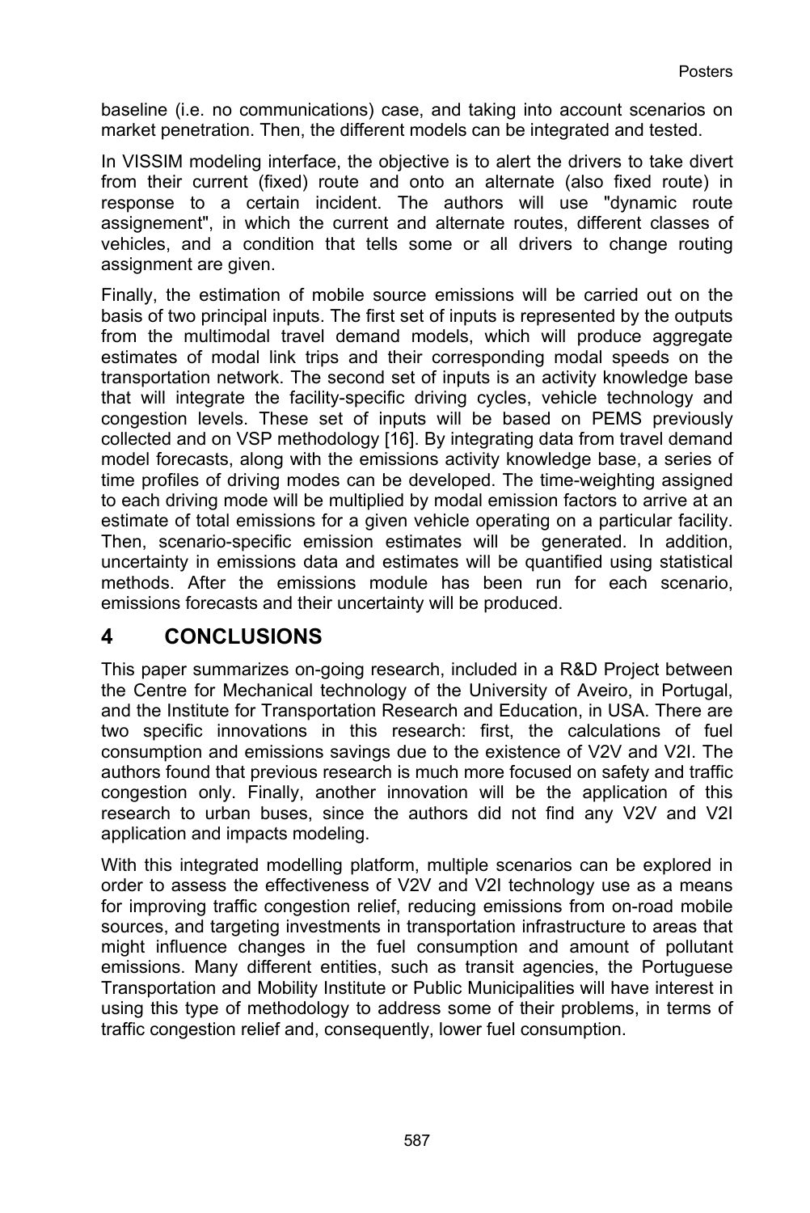baseline (i.e. no communications) case, and taking into account scenarios on market penetration. Then, the different models can be integrated and tested.

In VISSIM modeling interface, the objective is to alert the drivers to take divert from their current (fixed) route and onto an alternate (also fixed route) in response to a certain incident. The authors will use "dynamic route assignement", in which the current and alternate routes, different classes of vehicles, and a condition that tells some or all drivers to change routing assignment are given.

Finally, the estimation of mobile source emissions will be carried out on the basis of two principal inputs. The first set of inputs is represented by the outputs from the multimodal travel demand models, which will produce aggregate estimates of modal link trips and their corresponding modal speeds on the transportation network. The second set of inputs is an activity knowledge base that will integrate the facility-specific driving cycles, vehicle technology and congestion levels. These set of inputs will be based on PEMS previously collected and on VSP methodology [16]. By integrating data from travel demand model forecasts, along with the emissions activity knowledge base, a series of time profiles of driving modes can be developed. The time-weighting assigned to each driving mode will be multiplied by modal emission factors to arrive at an estimate of total emissions for a given vehicle operating on a particular facility. Then, scenario-specific emission estimates will be generated. In addition, uncertainty in emissions data and estimates will be quantified using statistical methods. After the emissions module has been run for each scenario, emissions forecasts and their uncertainty will be produced.

# 4 CONCLUSIONS

This paper summarizes on-going research, included in a R&D Project between the Centre for Mechanical technology of the University of Aveiro, in Portugal, and the Institute for Transportation Research and Education, in USA. There are two specific innovations in this research: first, the calculations of fuel consumption and emissions savings due to the existence of V2V and V2I. The authors found that previous research is much more focused on safety and traffic congestion only. Finally, another innovation will be the application of this research to urban buses, since the authors did not find any V2V and V2I application and impacts modeling.

With this integrated modelling platform, multiple scenarios can be explored in order to assess the effectiveness of V2V and V2I technology use as a means for improving traffic congestion relief, reducing emissions from on-road mobile sources, and targeting investments in transportation infrastructure to areas that might influence changes in the fuel consumption and amount of pollutant emissions. Many different entities, such as transit agencies, the Portuguese Transportation and Mobility Institute or Public Municipalities will have interest in using this type of methodology to address some of their problems, in terms of traffic congestion relief and, consequently, lower fuel consumption.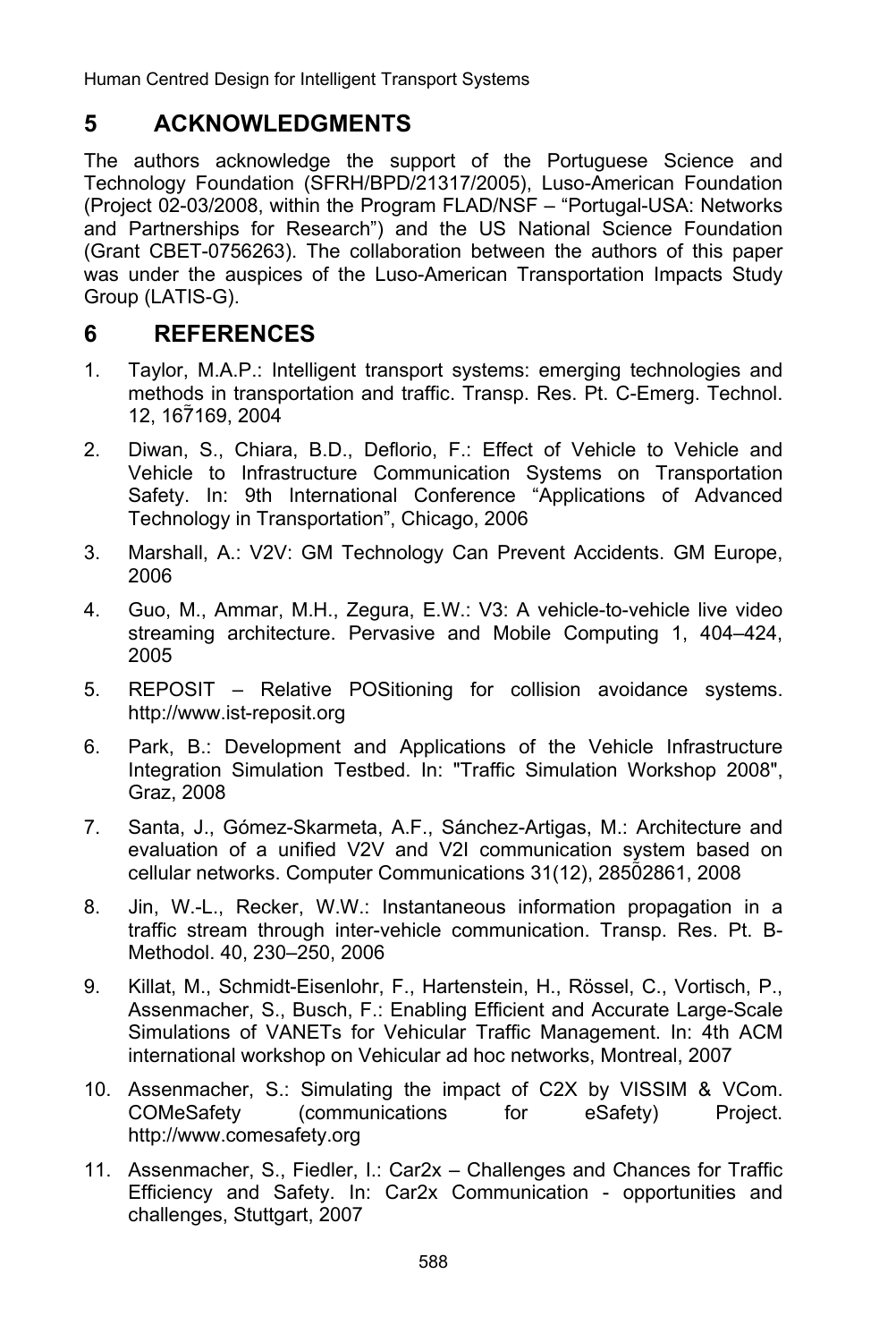## 5 ACKNOWLEDGMENTS

The authors acknowledge the support of the Portuguese Science and Technology Foundation (SFRH/BPD/21317/2005), Luso-American Foundation (Project 02-03/2008, within the Program FLAD/NSF – "Portugal-USA: Networks and Partnerships for Research") and the US National Science Foundation (Grant CBET-0756263). The collaboration between the authors of this paper was under the auspices of the Luso-American Transportation Impacts Study Group (LATIS-G).

## 6 REFERENCES

1. Taylor, M.A.P.: Intelligent transport systems: emerging technologies and methods in transportation and traffic. Transp. Res. Pt. C-Emerg. Technol. 12, 167̃169, 2004
2. Diwan, S., Chiara, B.D., Deflorio, F.: Effect of Vehicle to Vehicle and Vehicle to Infrastructure Communication Systems on Transportation Safety. In: 9th International Conference "Applications of Advanced Technology in Transportation", Chicago, 2006
3. Marshall, A.: V2V: GM Technology Can Prevent Accidents. GM Europe, 2006
4. Guo, M., Ammar, M.H., Zegura, E.W.: V3: A vehicle-to-vehicle live video streaming architecture. Pervasive and Mobile Computing 1, 404–424, 2005
5. REPOSIT – Relative POSitioning for collision avoidance systems. http://www.ist-reposit.org
6. Park, B.: Development and Applications of the Vehicle Infrastructure Integration Simulation Testbed. In: "Traffic Simulation Workshop 2008", Graz, 2008
7. Santa, J., Gómez-Skarmeta, A.F., Sánchez-Artigas, M.: Architecture and evaluation of a unified V2V and V2I communication system based on cellular networks. Computer Communications 31(12), 2850̃2861, 2008
8. Jin, W.-L., Recker, W.W.: Instantaneous information propagation in a traffic stream through inter-vehicle communication. Transp. Res. Pt. B-Methodol. 40, 230–250, 2006
9. Killat, M., Schmidt-Eisenlohr, F., Hartenstein, H., Rössel, C., Vortisch, P., Assenmacher, S., Busch, F.: Enabling Efficient and Accurate Large-Scale Simulations of VANETs for Vehicular Traffic Management. In: 4th ACM international workshop on Vehicular ad hoc networks, Montreal, 2007
10. Assenmacher, S.: Simulating the impact of C2X by VISSIM & VCom. COMeSafety (communications for eSafety) Project. http://www.comesafety.org
11. Assenmacher, S., Fiedler, I.: Car2x – Challenges and Chances for Traffic Efficiency and Safety. In: Car2x Communication - opportunities and challenges, Stuttgart, 2007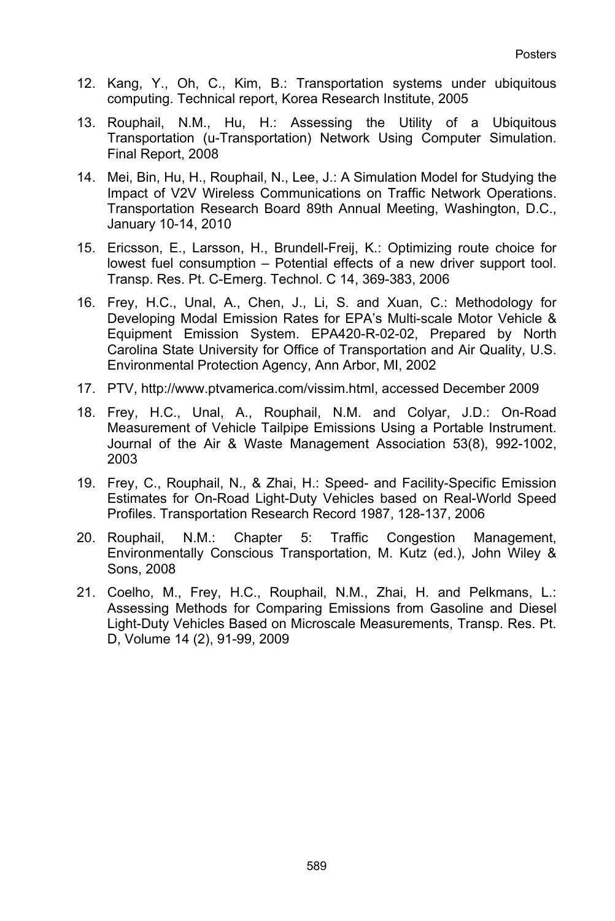12. Kang, Y., Oh, C., Kim, B.: Transportation systems under ubiquitous computing. Technical report, Korea Research Institute, 2005

13. Rouphail, N.M., Hu, H.: Assessing the Utility of a Ubiquitous Transportation (u-Transportation) Network Using Computer Simulation. Final Report, 2008

14. Mei, Bin, Hu, H., Rouphail, N., Lee, J.: A Simulation Model for Studying the Impact of V2V Wireless Communications on Traffic Network Operations. Transportation Research Board 89th Annual Meeting, Washington, D.C., January 10-14, 2010

15. Ericsson, E., Larsson, H., Brundell-Freij, K.: Optimizing route choice for lowest fuel consumption – Potential effects of a new driver support tool. Transp. Res. Pt. C-Emerg. Technol. C 14, 369-383, 2006

16. Frey, H.C., Unal, A., Chen, J., Li, S. and Xuan, C.: Methodology for Developing Modal Emission Rates for EPA's Multi-scale Motor Vehicle & Equipment Emission System. EPA420-R-02-02, Prepared by North Carolina State University for Office of Transportation and Air Quality, U.S. Environmental Protection Agency, Ann Arbor, MI, 2002

17. PTV, http://www.ptvamerica.com/vissim.html, accessed December 2009

18. Frey, H.C., Unal, A., Rouphail, N.M. and Colyar, J.D.: On-Road Measurement of Vehicle Tailpipe Emissions Using a Portable Instrument. Journal of the Air & Waste Management Association 53(8), 992-1002, 2003

19. Frey, C., Rouphail, N., & Zhai, H.: Speed- and Facility-Specific Emission Estimates for On-Road Light-Duty Vehicles based on Real-World Speed Profiles. Transportation Research Record 1987, 128-137, 2006

20. Rouphail, N.M.: Chapter 5: Traffic Congestion Management, Environmentally Conscious Transportation, M. Kutz (ed.), John Wiley & Sons, 2008

21. Coelho, M., Frey, H.C., Rouphail, N.M., Zhai, H. and Pelkmans, L.: Assessing Methods for Comparing Emissions from Gasoline and Diesel Light-Duty Vehicles Based on Microscale Measurements, Transp. Res. Pt. D, Volume 14 (2), 91-99, 2009